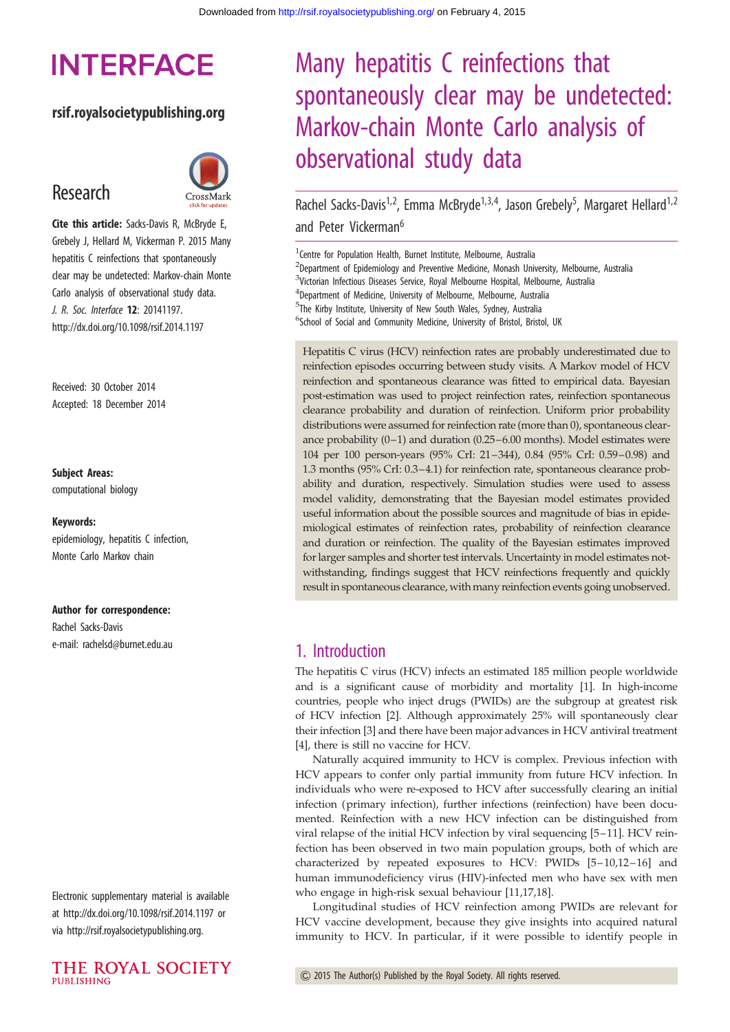# Many hepatitis C reinfections that spontaneously clear may be undetected: Markov-chain Monte Carlo analysis of observational study data

Rachel Sacks-Davis[1,2], Emma McBryde[1,3,4], Jason Grebely[5], Margaret Hellard[1,2] and Peter Vickerman[6]

[1]Centre for Population Health, Burnet Institute, Melbourne, Australia
[2]Department of Epidemiology and Preventive Medicine, Monash University, Melbourne, Australia
[3]Victorian Infectious Diseases Service, Royal Melbourne Hospital, Melbourne, Australia
[4]Department of Medicine, University of Melbourne, Melbourne, Australia
[5]The Kirby Institute, University of New South Wales, Sydney, Australia
[6]School of Social and Community Medicine, University of Bristol, Bristol, UK

Research

**Cite this article:** Sacks-Davis R, McBryde E, Grebely J, Hellard M, Vickerman P. 2015 Many hepatitis C reinfections that spontaneously clear may be undetected: Markov-chain Monte Carlo analysis of observational study data. *J. R. Soc. Interface* **12**: 20141197. http://dx.doi.org/10.1098/rsif.2014.1197

Received: 30 October 2014
Accepted: 18 December 2014

**Subject Areas:**
computational biology

**Keywords:**
epidemiology, hepatitis C infection, Monte Carlo Markov chain

**Author for correspondence:**
Rachel Sacks-Davis
e-mail: rachelsd@burnet.edu.au

Electronic supplementary material is available at http://dx.doi.org/10.1098/rsif.2014.1197 or via http://rsif.royalsocietypublishing.org.

Hepatitis C virus (HCV) reinfection rates are probably underestimated due to reinfection episodes occurring between study visits. A Markov model of HCV reinfection and spontaneous clearance was fitted to empirical data. Bayesian post-estimation was used to project reinfection rates, reinfection spontaneous clearance probability and duration of reinfection. Uniform prior probability distributions were assumed for reinfection rate (more than 0), spontaneous clearance probability (0–1) and duration (0.25–6.00 months). Model estimates were 104 per 100 person-years (95% CrI: 21–344), 0.84 (95% CrI: 0.59–0.98) and 1.3 months (95% CrI: 0.3–4.1) for reinfection rate, spontaneous clearance probability and duration, respectively. Simulation studies were used to assess model validity, demonstrating that the Bayesian model estimates provided useful information about the possible sources and magnitude of bias in epidemiological estimates of reinfection rates, probability of reinfection clearance and duration or reinfection. The quality of the Bayesian estimates improved for larger samples and shorter test intervals. Uncertainty in model estimates notwithstanding, findings suggest that HCV reinfections frequently and quickly result in spontaneous clearance, with many reinfection events going unobserved.

## 1. Introduction

The hepatitis C virus (HCV) infects an estimated 185 million people worldwide and is a significant cause of morbidity and mortality [1]. In high-income countries, people who inject drugs (PWIDs) are the subgroup at greatest risk of HCV infection [2]. Although approximately 25% will spontaneously clear their infection [3] and there have been major advances in HCV antiviral treatment [4], there is still no vaccine for HCV.

Naturally acquired immunity to HCV is complex. Previous infection with HCV appears to confer only partial immunity from future HCV infection. In individuals who were re-exposed to HCV after successfully clearing an initial infection (primary infection), further infections (reinfection) have been documented. Reinfection with a new HCV infection can be distinguished from viral relapse of the initial HCV infection by viral sequencing [5–11]. HCV reinfection has been observed in two main population groups, both of which are characterized by repeated exposures to HCV: PWIDs [5–10,12–16] and human immunodeficiency virus (HIV)-infected men who have sex with men who engage in high-risk sexual behaviour [11,17,18].

Longitudinal studies of HCV reinfection among PWIDs are relevant for HCV vaccine development, because they give insights into acquired natural immunity to HCV. In particular, if it were possible to identify people in

© 2015 The Author(s) Published by the Royal Society. All rights reserved.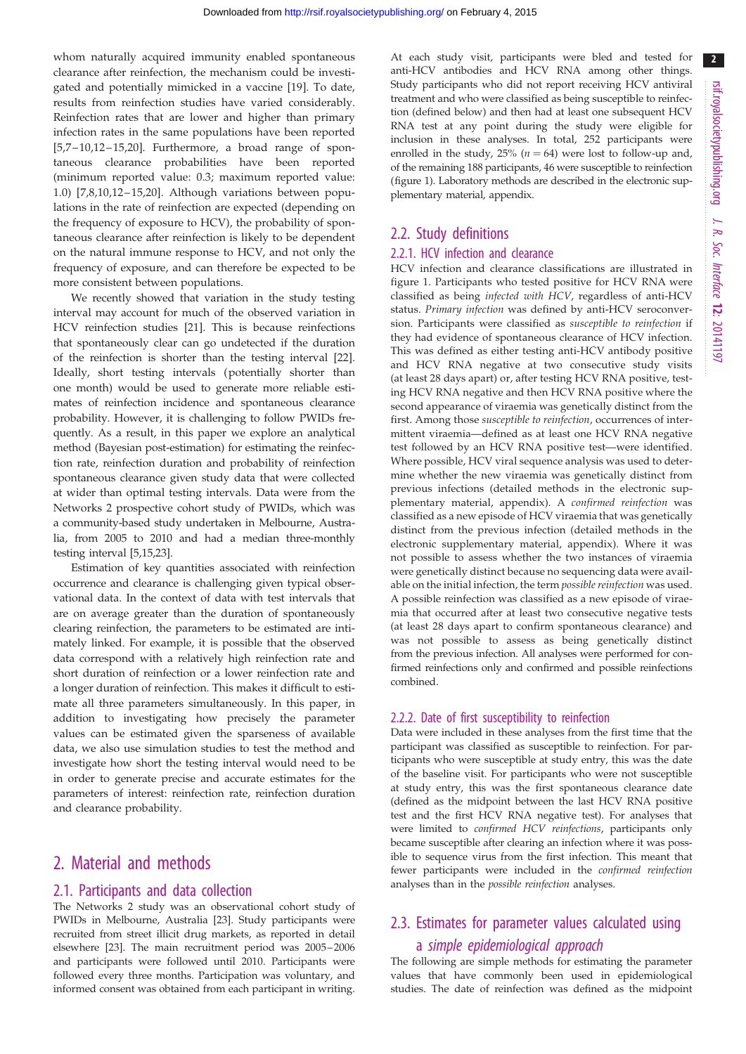whom naturally acquired immunity enabled spontaneous clearance after reinfection, the mechanism could be investigated and potentially mimicked in a vaccine [19]. To date, results from reinfection studies have varied considerably. Reinfection rates that are lower and higher than primary infection rates in the same populations have been reported [5,7–10,12–15,20]. Furthermore, a broad range of spontaneous clearance probabilities have been reported (minimum reported value: 0.3; maximum reported value: 1.0) [7,8,10,12–15,20]. Although variations between populations in the rate of reinfection are expected (depending on the frequency of exposure to HCV), the probability of spontaneous clearance after reinfection is likely to be dependent on the natural immune response to HCV, and not only the frequency of exposure, and can therefore be expected to be more consistent between populations.

We recently showed that variation in the study testing interval may account for much of the observed variation in HCV reinfection studies [21]. This is because reinfections that spontaneously clear can go undetected if the duration of the reinfection is shorter than the testing interval [22]. Ideally, short testing intervals (potentially shorter than one month) would be used to generate more reliable estimates of reinfection incidence and spontaneous clearance probability. However, it is challenging to follow PWIDs frequently. As a result, in this paper we explore an analytical method (Bayesian post-estimation) for estimating the reinfection rate, reinfection duration and probability of reinfection spontaneous clearance given study data that were collected at wider than optimal testing intervals. Data were from the Networks 2 prospective cohort study of PWIDs, which was a community-based study undertaken in Melbourne, Australia, from 2005 to 2010 and had a median three-monthly testing interval [5,15,23].

Estimation of key quantities associated with reinfection occurrence and clearance is challenging given typical observational data. In the context of data with test intervals that are on average greater than the duration of spontaneously clearing reinfection, the parameters to be estimated are intimately linked. For example, it is possible that the observed data correspond with a relatively high reinfection rate and short duration of reinfection or a lower reinfection rate and a longer duration of reinfection. This makes it difficult to estimate all three parameters simultaneously. In this paper, in addition to investigating how precisely the parameter values can be estimated given the sparseness of available data, we also use simulation studies to test the method and investigate how short the testing interval would need to be in order to generate precise and accurate estimates for the parameters of interest: reinfection rate, reinfection duration and clearance probability.

# 2. Material and methods

## 2.1. Participants and data collection

The Networks 2 study was an observational cohort study of PWIDs in Melbourne, Australia [23]. Study participants were recruited from street illicit drug markets, as reported in detail elsewhere [23]. The main recruitment period was 2005–2006 and participants were followed until 2010. Participants were followed every three months. Participation was voluntary, and informed consent was obtained from each participant in writing. At each study visit, participants were bled and tested for anti-HCV antibodies and HCV RNA among other things. Study participants who did not report receiving HCV antiviral treatment and who were classified as being susceptible to reinfection (defined below) and then had at least one subsequent HCV RNA test at any point during the study were eligible for inclusion in these analyses. In total, 252 participants were enrolled in the study, 25% ($n = 64$) were lost to follow-up and, of the remaining 188 participants, 46 were susceptible to reinfection (figure 1). Laboratory methods are described in the electronic supplementary material, appendix.

## 2.2. Study definitions

### 2.2.1. HCV infection and clearance

HCV infection and clearance classifications are illustrated in figure 1. Participants who tested positive for HCV RNA were classified as being *infected with HCV*, regardless of anti-HCV status. *Primary infection* was defined by anti-HCV seroconversion. Participants were classified as *susceptible to reinfection* if they had evidence of spontaneous clearance of HCV infection. This was defined as either testing anti-HCV antibody positive and HCV RNA negative at two consecutive study visits (at least 28 days apart) or, after testing HCV RNA positive, testing HCV RNA negative and then HCV RNA positive where the second appearance of viraemia was genetically distinct from the first. Among those *susceptible to reinfection*, occurrences of intermittent viraemia—defined as at least one HCV RNA negative test followed by an HCV RNA positive test—were identified. Where possible, HCV viral sequence analysis was used to determine whether the new viraemia was genetically distinct from previous infections (detailed methods in the electronic supplementary material, appendix). A *confirmed reinfection* was classified as a new episode of HCV viraemia that was genetically distinct from the previous infection (detailed methods in the electronic supplementary material, appendix). Where it was not possible to assess whether the two instances of viraemia were genetically distinct because no sequencing data were available on the initial infection, the term *possible reinfection* was used. A possible reinfection was classified as a new episode of viraemia that occurred after at least two consecutive negative tests (at least 28 days apart to confirm spontaneous clearance) and was not possible to assess as being genetically distinct from the previous infection. All analyses were performed for confirmed reinfections only and confirmed and possible reinfections combined.

### 2.2.2. Date of first susceptibility to reinfection

Data were included in these analyses from the first time that the participant was classified as susceptible to reinfection. For participants who were susceptible at study entry, this was the date of the baseline visit. For participants who were not susceptible at study entry, this was the first spontaneous clearance date (defined as the midpoint between the last HCV RNA positive test and the first HCV RNA negative test). For analyses that were limited to *confirmed HCV reinfections*, participants only became susceptible after clearing an infection where it was possible to sequence virus from the first infection. This meant that fewer participants were included in the *confirmed reinfection* analyses than in the *possible reinfection* analyses.

## 2.3. Estimates for parameter values calculated using a *simple epidemiological approach*

The following are simple methods for estimating the parameter values that have commonly been used in epidemiological studies. The date of reinfection was defined as the midpoint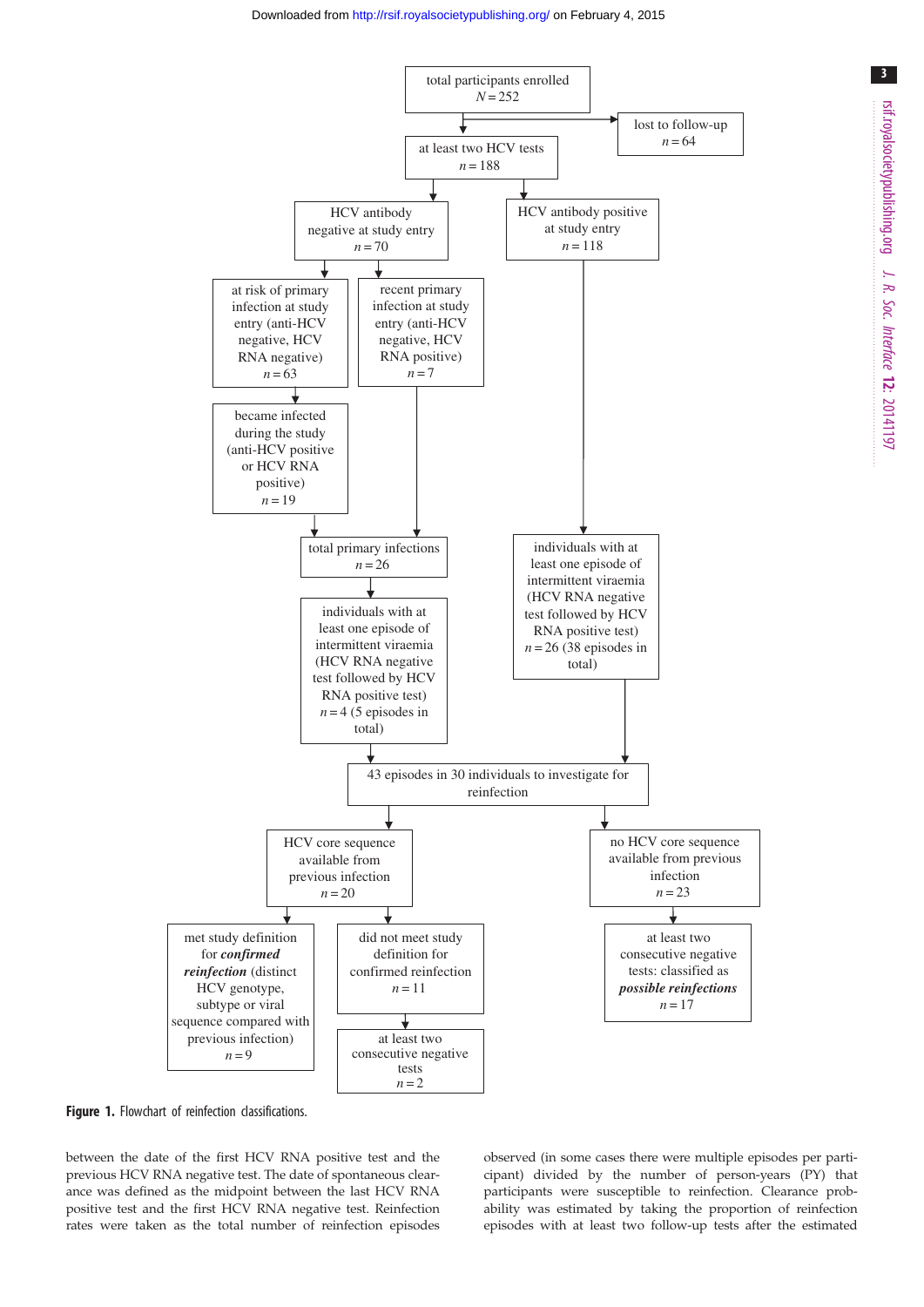total participants enrolled
$N = 252$

lost to follow-up
$n = 64$

at least two HCV tests
$n = 188$

HCV antibody negative at study entry
$n = 70$

HCV antibody positive at study entry
$n = 118$

at risk of primary infection at study entry (anti-HCV negative, HCV RNA negative)
$n = 63$

recent primary infection at study entry (anti-HCV negative, HCV RNA positive)
$n = 7$

became infected during the study (anti-HCV positive or HCV RNA positive)
$n = 19$

total primary infections
$n = 26$

individuals with at least one episode of intermittent viraemia (HCV RNA negative test followed by HCV RNA positive test)
$n = 4$ (5 episodes in total)

individuals with at least one episode of intermittent viraemia (HCV RNA negative test followed by HCV RNA positive test)
$n = 26$ (38 episodes in total)

43 episodes in 30 individuals to investigate for reinfection

HCV core sequence available from previous infection
$n = 20$

no HCV core sequence available from previous infection
$n = 23$

met study definition for ***confirmed reinfection*** (distinct HCV genotype, subtype or viral sequence compared with previous infection)
$n = 9$

did not meet study definition for confirmed reinfection
$n = 11$

at least two consecutive negative tests
$n = 2$

at least two consecutive negative tests: classified as ***possible reinfections***
$n = 17$

**Figure 1.** Flowchart of reinfection classifications.

between the date of the first HCV RNA positive test and the previous HCV RNA negative test. The date of spontaneous clearance was defined as the midpoint between the last HCV RNA positive test and the first HCV RNA negative test. Reinfection rates were taken as the total number of reinfection episodes observed (in some cases there were multiple episodes per participant) divided by the number of person-years (PY) that participants were susceptible to reinfection. Clearance probability was estimated by taking the proportion of reinfection episodes with at least two follow-up tests after the estimated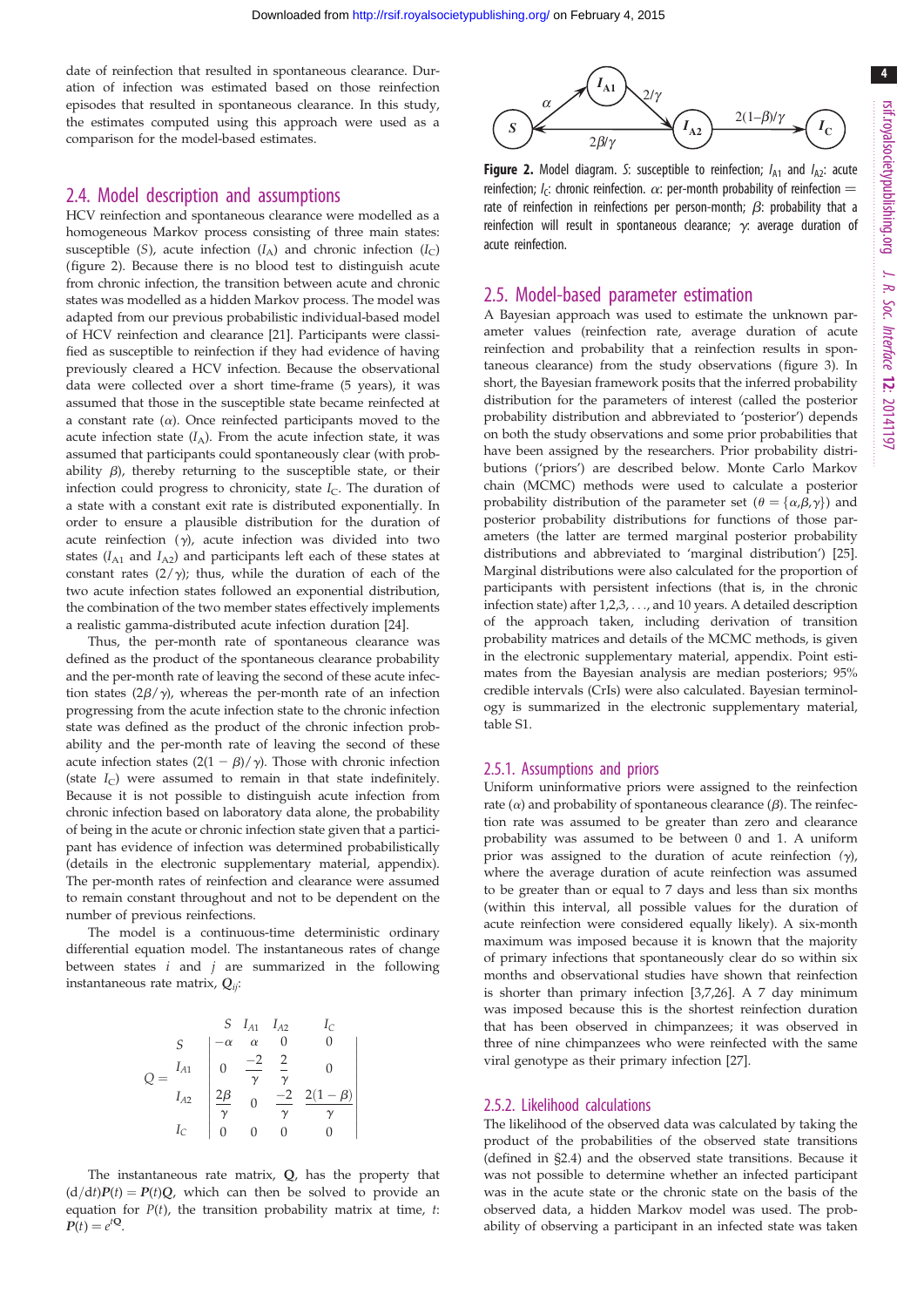date of reinfection that resulted in spontaneous clearance. Duration of infection was estimated based on those reinfection episodes that resulted in spontaneous clearance. In this study, the estimates computed using this approach were used as a comparison for the model-based estimates.

## 2.4. Model description and assumptions

HCV reinfection and spontaneous clearance were modelled as a homogeneous Markov process consisting of three main states: susceptible ($S$), acute infection ($I_A$) and chronic infection ($I_C$) (figure 2). Because there is no blood test to distinguish acute from chronic infection, the transition between acute and chronic states was modelled as a hidden Markov process. The model was adapted from our previous probabilistic individual-based model of HCV reinfection and clearance [21]. Participants were classified as susceptible to reinfection if they had evidence of having previously cleared a HCV infection. Because the observational data were collected over a short time-frame (5 years), it was assumed that those in the susceptible state became reinfected at a constant rate ($\alpha$). Once reinfected participants moved to the acute infection state ($I_A$). From the acute infection state, it was assumed that participants could spontaneously clear (with probability $\beta$), thereby returning to the susceptible state, or their infection could progress to chronicity, state $I_C$. The duration of a state with a constant exit rate is distributed exponentially. In order to ensure a plausible distribution for the duration of acute reinfection ($\gamma$), acute infection was divided into two states ($I_{A1}$ and $I_{A2}$) and participants left each of these states at constant rates ($2/\gamma$); thus, while the duration of each of the two acute infection states followed an exponential distribution, the combination of the two member states effectively implements a realistic gamma-distributed acute infection duration [24].

Thus, the per-month rate of spontaneous clearance was defined as the product of the spontaneous clearance probability and the per-month rate of leaving the second of these acute infection states ($2\beta/\gamma$), whereas the per-month rate of an infection progressing from the acute infection state to the chronic infection state was defined as the product of the chronic infection probability and the per-month rate of leaving the second of these acute infection states ($2(1-\beta)/\gamma$). Those with chronic infection (state $I_C$) were assumed to remain in that state indefinitely. Because it is not possible to distinguish acute infection from chronic infection based on laboratory data alone, the probability of being in the acute or chronic infection state given that a participant has evidence of infection was determined probabilistically (details in the electronic supplementary material, appendix). The per-month rates of reinfection and clearance were assumed to remain constant throughout and not to be dependent on the number of previous reinfections.

The model is a continuous-time deterministic ordinary differential equation model. The instantaneous rates of change between states $i$ and $j$ are summarized in the following instantaneous rate matrix, $\boldsymbol{Q}_{ij}$:

$$
Q = \begin{array}{c} \\ S \\ I_{A1} \\ I_{A2} \\ I_C \end{array}
\begin{array}{c}
\begin{array}{cccc} S & I_{A1} & I_{A2} & I_C \end{array} \\
\left|\begin{array}{cccc}
-\alpha & \alpha & 0 & 0 \\
0 & \dfrac{-2}{\gamma} & \dfrac{2}{\gamma} & 0 \\
\dfrac{2\beta}{\gamma} & 0 & \dfrac{-2}{\gamma} & \dfrac{2(1-\beta)}{\gamma} \\
0 & 0 & 0 & 0
\end{array}\right|
\end{array}
$$

The instantaneous rate matrix, $\mathbf{Q}$, has the property that $(\mathrm{d}/\mathrm{d}t)\boldsymbol{P}(t) = \boldsymbol{P}(t)\boldsymbol{Q}$, which can then be solved to provide an equation for $P(t)$, the transition probability matrix at time, $t$: $\boldsymbol{P}(t) = e^{t\mathbf{Q}}$.

**Figure 2.** Model diagram. $S$: susceptible to reinfection; $I_{A1}$ and $I_{A2}$: acute reinfection; $I_C$: chronic reinfection. $\alpha$: per-month probability of reinfection = rate of reinfection in reinfections per person-month; $\beta$: probability that a reinfection will result in spontaneous clearance; $\gamma$: average duration of acute reinfection.

## 2.5. Model-based parameter estimation

A Bayesian approach was used to estimate the unknown parameter values (reinfection rate, average duration of acute reinfection and probability that a reinfection results in spontaneous clearance) from the study observations (figure 3). In short, the Bayesian framework posits that the inferred probability distribution for the parameters of interest (called the posterior probability distribution and abbreviated to 'posterior') depends on both the study observations and some prior probabilities that have been assigned by the researchers. Prior probability distributions ('priors') are described below. Monte Carlo Markov chain (MCMC) methods were used to calculate a posterior probability distribution of the parameter set ($\theta = \{\alpha, \beta, \gamma\}$) and posterior probability distributions for functions of those parameters (the latter are termed marginal posterior probability distributions and abbreviated to 'marginal distribution') [25]. Marginal distributions were also calculated for the proportion of participants with persistent infections (that is, in the chronic infection state) after 1,2,3, …, and 10 years. A detailed description of the approach taken, including derivation of transition probability matrices and details of the MCMC methods, is given in the electronic supplementary material, appendix. Point estimates from the Bayesian analysis are median posteriors; 95% credible intervals (CrIs) were also calculated. Bayesian terminology is summarized in the electronic supplementary material, table S1.

### 2.5.1. Assumptions and priors

Uniform uninformative priors were assigned to the reinfection rate ($\alpha$) and probability of spontaneous clearance ($\beta$). The reinfection rate was assumed to be greater than zero and clearance probability was assumed to be between 0 and 1. A uniform prior was assigned to the duration of acute reinfection ($\gamma$), where the average duration of acute reinfection was assumed to be greater than or equal to 7 days and less than six months (within this interval, all possible values for the duration of acute reinfection were considered equally likely). A six-month maximum was imposed because it is known that the majority of primary infections that spontaneously clear do so within six months and observational studies have shown that reinfection is shorter than primary infection [3,7,26]. A 7 day minimum was imposed because this is the shortest reinfection duration that has been observed in chimpanzees; it was observed in three of nine chimpanzees who were reinfected with the same viral genotype as their primary infection [27].

### 2.5.2. Likelihood calculations

The likelihood of the observed data was calculated by taking the product of the probabilities of the observed state transitions (defined in §2.4) and the observed state transitions. Because it was not possible to determine whether an infected participant was in the acute state or the chronic state on the basis of the observed data, a hidden Markov model was used. The probability of observing a participant in an infected state was taken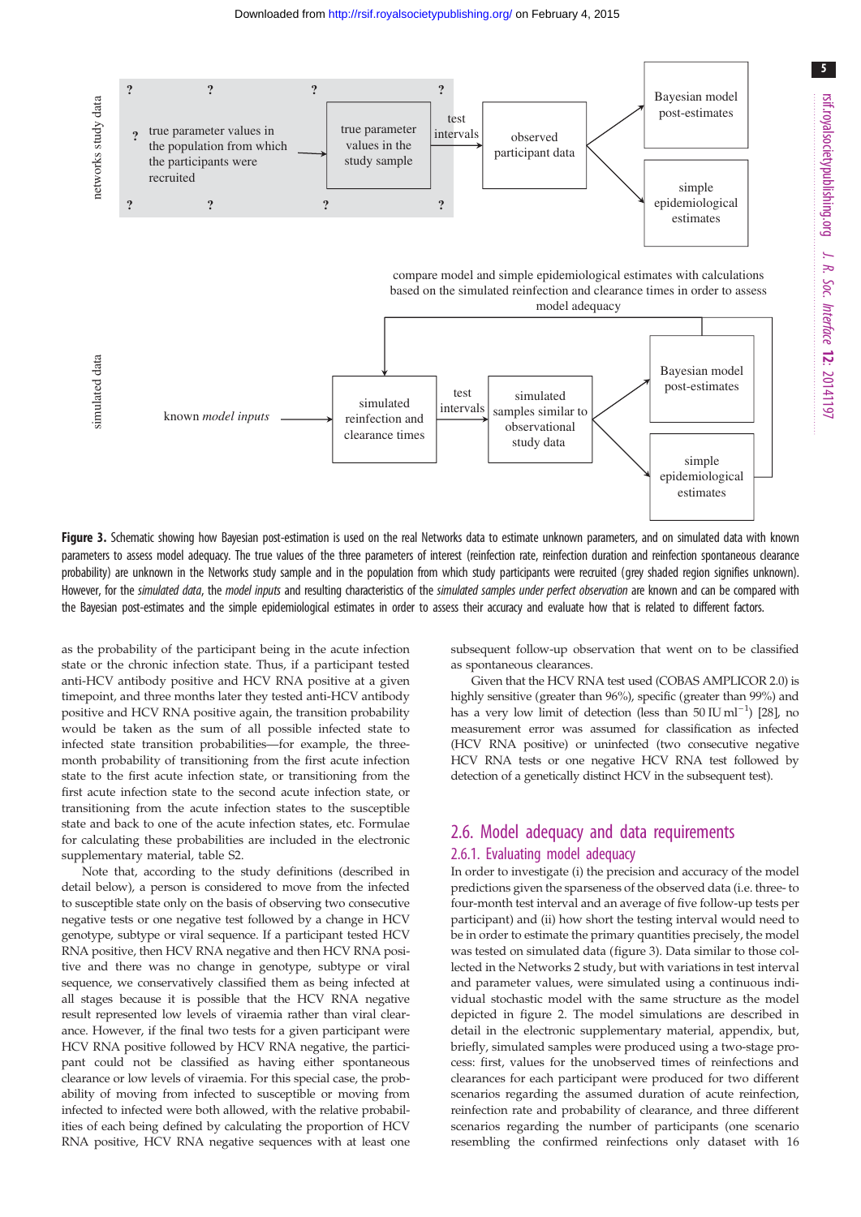networks study data

? ? ? ?

? true parameter values in the population from which the participants were recruited

true parameter values in the study sample

test intervals

observed participant data

Bayesian model post-estimates

simple epidemiological estimates

? ? ? ?

compare model and simple epidemiological estimates with calculations based on the simulated reinfection and clearance times in order to assess model adequacy

simulated data

known *model inputs*

simulated reinfection and clearance times

test intervals

simulated samples similar to observational study data

Bayesian model post-estimates

simple epidemiological estimates

**Figure 3.** Schematic showing how Bayesian post-estimation is used on the real Networks data to estimate unknown parameters, and on simulated data with known parameters to assess model adequacy. The true values of the three parameters of interest (reinfection rate, reinfection duration and reinfection spontaneous clearance probability) are unknown in the Networks study sample and in the population from which study participants were recruited (grey shaded region signifies unknown). However, for the *simulated data*, the *model inputs* and resulting characteristics of the *simulated samples under perfect observation* are known and can be compared with the Bayesian post-estimates and the simple epidemiological estimates in order to assess their accuracy and evaluate how that is related to different factors.

as the probability of the participant being in the acute infection state or the chronic infection state. Thus, if a participant tested anti-HCV antibody positive and HCV RNA positive at a given timepoint, and three months later they tested anti-HCV antibody positive and HCV RNA positive again, the transition probability would be taken as the sum of all possible infected state to infected state transition probabilities—for example, the three-month probability of transitioning from the first acute infection state to the first acute infection state, or transitioning from the first acute infection state to the second acute infection state, or transitioning from the acute infection states to the susceptible state and back to one of the acute infection states, etc. Formulae for calculating these probabilities are included in the electronic supplementary material, table S2.

Note that, according to the study definitions (described in detail below), a person is considered to move from the infected to susceptible state only on the basis of observing two consecutive negative tests or one negative test followed by a change in HCV genotype, subtype or viral sequence. If a participant tested HCV RNA positive, then HCV RNA negative and then HCV RNA positive and there was no change in genotype, subtype or viral sequence, we conservatively classified them as being infected at all stages because it is possible that the HCV RNA negative result represented low levels of viraemia rather than viral clearance. However, if the final two tests for a given participant were HCV RNA positive followed by HCV RNA negative, the participant could not be classified as having either spontaneous clearance or low levels of viraemia. For this special case, the probability of moving from infected to susceptible or moving from infected to infected were both allowed, with the relative probabilities of each being defined by calculating the proportion of HCV RNA positive, HCV RNA negative sequences with at least one subsequent follow-up observation that went on to be classified as spontaneous clearances.

Given that the HCV RNA test used (COBAS AMPLICOR 2.0) is highly sensitive (greater than 96%), specific (greater than 99%) and has a very low limit of detection (less than 50 IU $ml^{-1}$) [28], no measurement error was assumed for classification as infected (HCV RNA positive) or uninfected (two consecutive negative HCV RNA tests or one negative HCV RNA test followed by detection of a genetically distinct HCV in the subsequent test).

## 2.6. Model adequacy and data requirements

### 2.6.1. Evaluating model adequacy

In order to investigate (i) the precision and accuracy of the model predictions given the sparseness of the observed data (i.e. three- to four-month test interval and an average of five follow-up tests per participant) and (ii) how short the testing interval would need to be in order to estimate the primary quantities precisely, the model was tested on simulated data (figure 3). Data similar to those collected in the Networks 2 study, but with variations in test interval and parameter values, were simulated using a continuous individual stochastic model with the same structure as the model depicted in figure 2. The model simulations are described in detail in the electronic supplementary material, appendix, but, briefly, simulated samples were produced using a two-stage process: first, values for the unobserved times of reinfections and clearances for each participant were produced for two different scenarios regarding the assumed duration of acute reinfection, reinfection rate and probability of clearance, and three different scenarios regarding the number of participants (one scenario resembling the confirmed reinfections only dataset with 16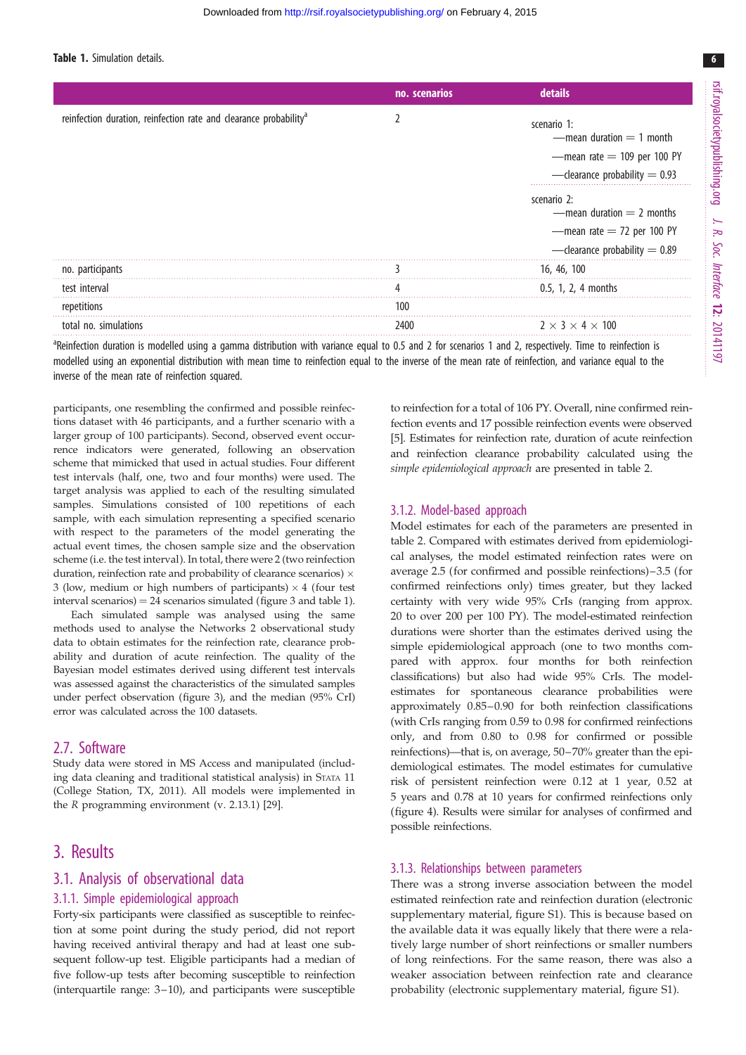**Table 1.** Simulation details.

| | no. scenarios | details |
|---|---|---|
| reinfection duration, reinfection rate and clearance probability[a] | 2 | scenario 1: —mean duration = 1 month —mean rate = 109 per 100 PY —clearance probability = 0.93 |
| | | scenario 2: —mean duration = 2 months —mean rate = 72 per 100 PY —clearance probability = 0.89 |
| no. participants | 3 | 16, 46, 100 |
| test interval | 4 | 0.5, 1, 2, 4 months |
| repetitions | 100 | |
| total no. simulations | 2400 | 2 × 3 × 4 × 100 |

[a]Reinfection duration is modelled using a gamma distribution with variance equal to 0.5 and 2 for scenarios 1 and 2, respectively. Time to reinfection is modelled using an exponential distribution with mean time to reinfection equal to the inverse of the mean rate of reinfection, and variance equal to the inverse of the mean rate of reinfection squared.

participants, one resembling the confirmed and possible reinfections dataset with 46 participants, and a further scenario with a larger group of 100 participants). Second, observed event occurrence indicators were generated, following an observation scheme that mimicked that used in actual studies. Four different test intervals (half, one, two and four months) were used. The target analysis was applied to each of the resulting simulated samples. Simulations consisted of 100 repetitions of each sample, with each simulation representing a specified scenario with respect to the parameters of the model generating the actual event times, the chosen sample size and the observation scheme (i.e. the test interval). In total, there were 2 (two reinfection duration, reinfection rate and probability of clearance scenarios) × 3 (low, medium or high numbers of participants) × 4 (four test interval scenarios) = 24 scenarios simulated (figure 3 and table 1).

Each simulated sample was analysed using the same methods used to analyse the Networks 2 observational study data to obtain estimates for the reinfection rate, clearance probability and duration of acute reinfection. The quality of the Bayesian model estimates derived using different test intervals was assessed against the characteristics of the simulated samples under perfect observation (figure 3), and the median (95% CrI) error was calculated across the 100 datasets.

## 2.7. Software

Study data were stored in MS Access and manipulated (including data cleaning and traditional statistical analysis) in STATA 11 (College Station, TX, 2011). All models were implemented in the *R* programming environment (v. 2.13.1) [29].

# 3. Results

## 3.1. Analysis of observational data

### 3.1.1. Simple epidemiological approach

Forty-six participants were classified as susceptible to reinfection at some point during the study period, did not report having received antiviral therapy and had at least one subsequent follow-up test. Eligible participants had a median of five follow-up tests after becoming susceptible to reinfection (interquartile range: 3–10), and participants were susceptible to reinfection for a total of 106 PY. Overall, nine confirmed reinfection events and 17 possible reinfection events were observed [5]. Estimates for reinfection rate, duration of acute reinfection and reinfection clearance probability calculated using the *simple epidemiological approach* are presented in table 2.

### 3.1.2. Model-based approach

Model estimates for each of the parameters are presented in table 2. Compared with estimates derived from epidemiological analyses, the model estimated reinfection rates were on average 2.5 (for confirmed and possible reinfections)–3.5 (for confirmed reinfections only) times greater, but they lacked certainty with very wide 95% CrIs (ranging from approx. 20 to over 200 per 100 PY). The model-estimated reinfection durations were shorter than the estimates derived using the simple epidemiological approach (one to two months compared with approx. four months for both reinfection classifications) but also had wide 95% CrIs. The model-estimates for spontaneous clearance probabilities were approximately 0.85–0.90 for both reinfection classifications (with CrIs ranging from 0.59 to 0.98 for confirmed reinfections only, and from 0.80 to 0.98 for confirmed or possible reinfections)—that is, on average, 50–70% greater than the epidemiological estimates. The model estimates for cumulative risk of persistent reinfection were 0.12 at 1 year, 0.52 at 5 years and 0.78 at 10 years for confirmed reinfections only (figure 4). Results were similar for analyses of confirmed and possible reinfections.

### 3.1.3. Relationships between parameters

There was a strong inverse association between the model estimated reinfection rate and reinfection duration (electronic supplementary material, figure S1). This is because based on the available data it was equally likely that there were a relatively large number of short reinfections or smaller numbers of long reinfections. For the same reason, there was also a weaker association between reinfection rate and clearance probability (electronic supplementary material, figure S1).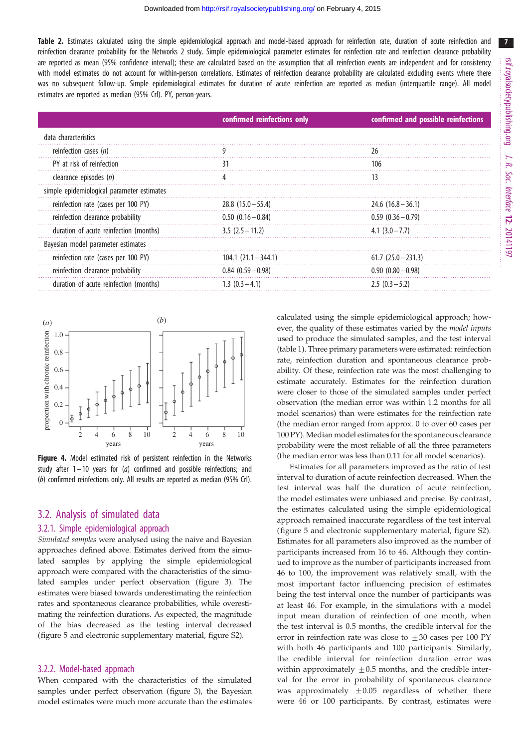**Table 2.** Estimates calculated using the simple epidemiological approach and model-based approach for reinfection rate, duration of acute reinfection and reinfection clearance probability for the Networks 2 study. Simple epidemiological parameter estimates for reinfection rate and reinfection clearance probability are reported as mean (95% confidence interval); these are calculated based on the assumption that all reinfection events are independent and for consistency with model estimates do not account for within-person correlations. Estimates of reinfection clearance probability are calculated excluding events where there was no subsequent follow-up. Simple epidemiological estimates for duration of acute reinfection are reported as median (interquartile range). All model estimates are reported as median (95% CrI). PY, person-years.

| | confirmed reinfections only | confirmed and possible reinfections |
|---|---|---|
| data characteristics | | |
| reinfection cases (*n*) | 9 | 26 |
| PY at risk of reinfection | 31 | 106 |
| clearance episodes (*n*) | 4 | 13 |
| simple epidemiological parameter estimates | | |
| reinfection rate (cases per 100 PY) | 28.8 (15.0–55.4) | 24.6 (16.8–36.1) |
| reinfection clearance probability | 0.50 (0.16–0.84) | 0.59 (0.36–0.79) |
| duration of acute reinfection (months) | 3.5 (2.5–11.2) | 4.1 (3.0–7.7) |
| Bayesian model parameter estimates | | |
| reinfection rate (cases per 100 PY) | 104.1 (21.1–344.1) | 61.7 (25.0–231.3) |
| reinfection clearance probability | 0.84 (0.59–0.98) | 0.90 (0.80–0.98) |
| duration of acute reinfection (months) | 1.3 (0.3–4.1) | 2.5 (0.3–5.2) |

**Figure 4.** Model estimated risk of persistent reinfection in the Networks study after 1–10 years for (*a*) confirmed and possible reinfections; and (*b*) confirmed reinfections only. All results are reported as median (95% CrI).

## 3.2. Analysis of simulated data

### 3.2.1. Simple epidemiological approach

*Simulated samples* were analysed using the naive and Bayesian approaches defined above. Estimates derived from the simulated samples by applying the simple epidemiological approach were compared with the characteristics of the simulated samples under perfect observation (figure 3). The estimates were biased towards underestimating the reinfection rates and spontaneous clearance probabilities, while overestimating the reinfection durations. As expected, the magnitude of the bias decreased as the testing interval decreased (figure 5 and electronic supplementary material, figure S2).

### 3.2.2. Model-based approach

When compared with the characteristics of the simulated samples under perfect observation (figure 3), the Bayesian model estimates were much more accurate than the estimates calculated using the simple epidemiological approach; however, the quality of these estimates varied by the *model inputs* used to produce the simulated samples, and the test interval (table 1). Three primary parameters were estimated: reinfection rate, reinfection duration and spontaneous clearance probability. Of these, reinfection rate was the most challenging to estimate accurately. Estimates for the reinfection duration were closer to those of the simulated samples under perfect observation (the median error was within 1.2 months for all model scenarios) than were estimates for the reinfection rate (the median error ranged from approx. 0 to over 60 cases per 100 PY). Median model estimates for the spontaneous clearance probability were the most reliable of all the three parameters (the median error was less than 0.11 for all model scenarios).

Estimates for all parameters improved as the ratio of test interval to duration of acute reinfection decreased. When the test interval was half the duration of acute reinfection, the model estimates were unbiased and precise. By contrast, the estimates calculated using the simple epidemiological approach remained inaccurate regardless of the test interval (figure 5 and electronic supplementary material, figure S2). Estimates for all parameters also improved as the number of participants increased from 16 to 46. Although they continued to improve as the number of participants increased from 46 to 100, the improvement was relatively small, with the most important factor influencing precision of estimates being the test interval once the number of participants was at least 46. For example, in the simulations with a model input mean duration of reinfection of one month, when the test interval is 0.5 months, the credible interval for the error in reinfection rate was close to $\pm 30$ cases per 100 PY with both 46 participants and 100 participants. Similarly, the credible interval for reinfection duration error was within approximately $\pm 0.5$ months, and the credible interval for the error in probability of spontaneous clearance was approximately $\pm 0.05$ regardless of whether there were 46 or 100 participants. By contrast, estimates were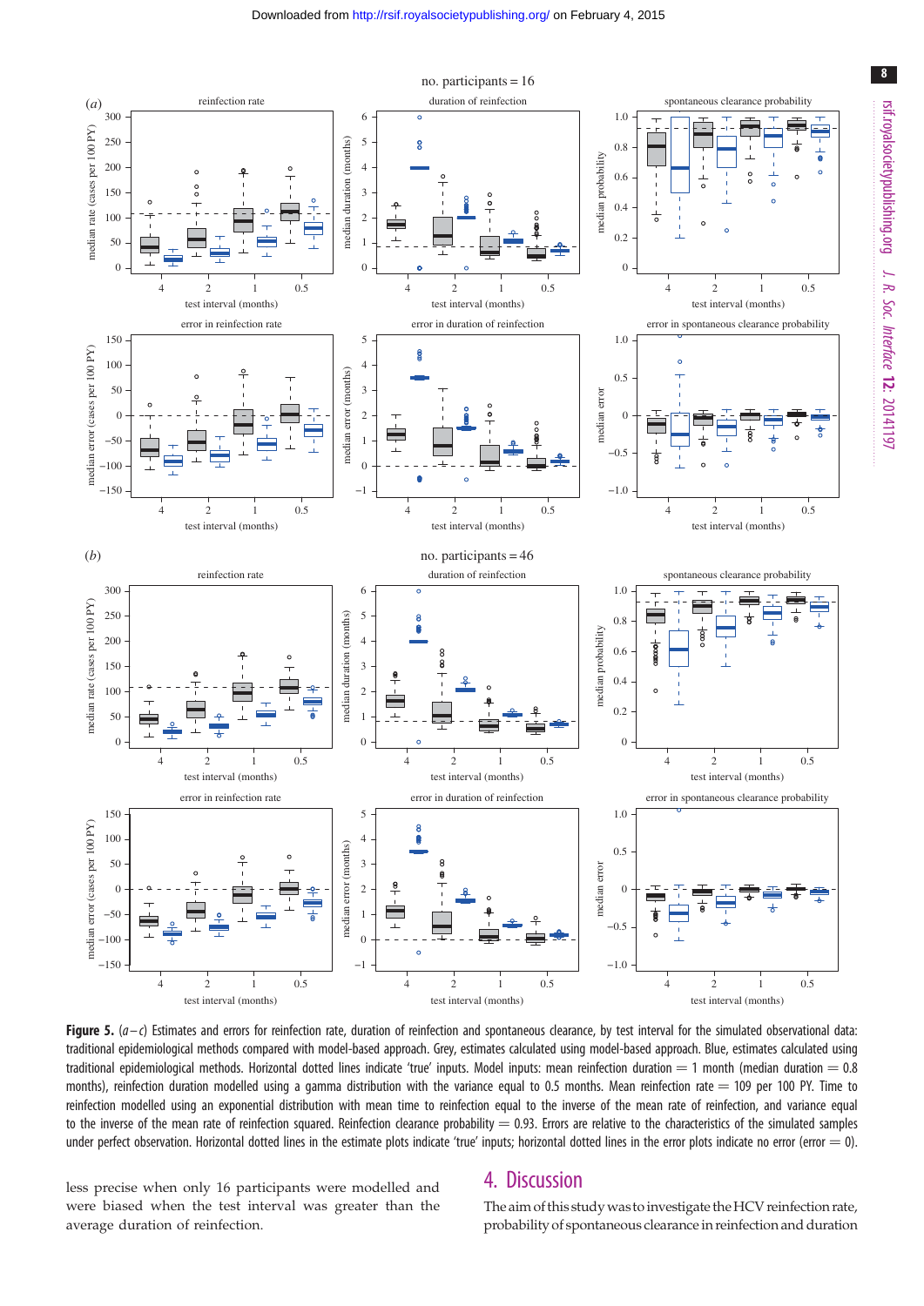**Figure 5.** (*a*–*c*) Estimates and errors for reinfection rate, duration of reinfection and spontaneous clearance, by test interval for the simulated observational data: traditional epidemiological methods compared with model-based approach. Grey, estimates calculated using model-based approach. Blue, estimates calculated using traditional epidemiological methods. Horizontal dotted lines indicate 'true' inputs. Model inputs: mean reinfection duration = 1 month (median duration = 0.8 months), reinfection duration modelled using a gamma distribution with the variance equal to 0.5 months. Mean reinfection rate = 109 per 100 PY. Time to reinfection modelled using an exponential distribution with mean time to reinfection equal to the inverse of the mean rate of reinfection, and variance equal to the inverse of the mean rate of reinfection squared. Reinfection clearance probability = 0.93. Errors are relative to the characteristics of the simulated samples under perfect observation. Horizontal dotted lines in the estimate plots indicate 'true' inputs; horizontal dotted lines in the error plots indicate no error (error = 0).

less precise when only 16 participants were modelled and were biased when the test interval was greater than the average duration of reinfection.

## 4. Discussion

The aim of this study was to investigate the HCV reinfection rate, probability of spontaneous clearance in reinfection and duration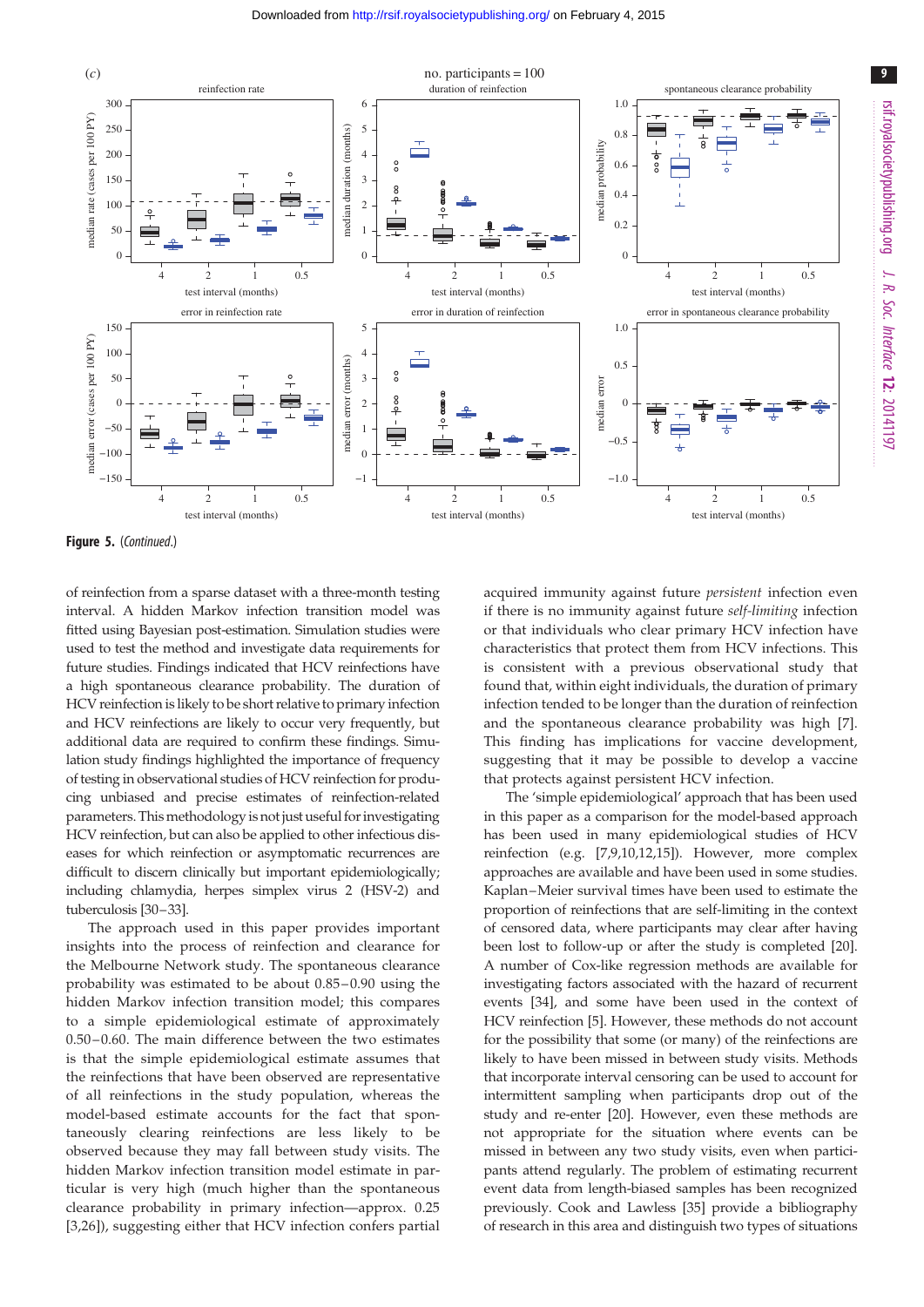Figure 5. (*Continued*.)

of reinfection from a sparse dataset with a three-month testing interval. A hidden Markov infection transition model was fitted using Bayesian post-estimation. Simulation studies were used to test the method and investigate data requirements for future studies. Findings indicated that HCV reinfections have a high spontaneous clearance probability. The duration of HCV reinfection is likely to be short relative to primary infection and HCV reinfections are likely to occur very frequently, but additional data are required to confirm these findings. Simulation study findings highlighted the importance of frequency of testing in observational studies of HCV reinfection for producing unbiased and precise estimates of reinfection-related parameters. This methodology is not just useful for investigating HCV reinfection, but can also be applied to other infectious diseases for which reinfection or asymptomatic recurrences are difficult to discern clinically but important epidemiologically; including chlamydia, herpes simplex virus 2 (HSV-2) and tuberculosis [30–33].

The approach used in this paper provides important insights into the process of reinfection and clearance for the Melbourne Network study. The spontaneous clearance probability was estimated to be about 0.85–0.90 using the hidden Markov infection transition model; this compares to a simple epidemiological estimate of approximately 0.50–0.60. The main difference between the two estimates is that the simple epidemiological estimate assumes that the reinfections that have been observed are representative of all reinfections in the study population, whereas the model-based estimate accounts for the fact that spontaneously clearing reinfections are less likely to be observed because they may fall between study visits. The hidden Markov infection transition model estimate in particular is very high (much higher than the spontaneous clearance probability in primary infection—approx. 0.25 [3,26]), suggesting either that HCV infection confers partial acquired immunity against future *persistent* infection even if there is no immunity against future *self-limiting* infection or that individuals who clear primary HCV infection have characteristics that protect them from HCV infections. This is consistent with a previous observational study that found that, within eight individuals, the duration of primary infection tended to be longer than the duration of reinfection and the spontaneous clearance probability was high [7]. This finding has implications for vaccine development, suggesting that it may be possible to develop a vaccine that protects against persistent HCV infection.

The 'simple epidemiological' approach that has been used in this paper as a comparison for the model-based approach has been used in many epidemiological studies of HCV reinfection (e.g. [7,9,10,12,15]). However, more complex approaches are available and have been used in some studies. Kaplan–Meier survival times have been used to estimate the proportion of reinfections that are self-limiting in the context of censored data, where participants may clear after having been lost to follow-up or after the study is completed [20]. A number of Cox-like regression methods are available for investigating factors associated with the hazard of recurrent events [34], and some have been used in the context of HCV reinfection [5]. However, these methods do not account for the possibility that some (or many) of the reinfections are likely to have been missed in between study visits. Methods that incorporate interval censoring can be used to account for intermittent sampling when participants drop out of the study and re-enter [20]. However, even these methods are not appropriate for the situation where events can be missed in between any two study visits, even when participants attend regularly. The problem of estimating recurrent event data from length-biased samples has been recognized previously. Cook and Lawless [35] provide a bibliography of research in this area and distinguish two types of situations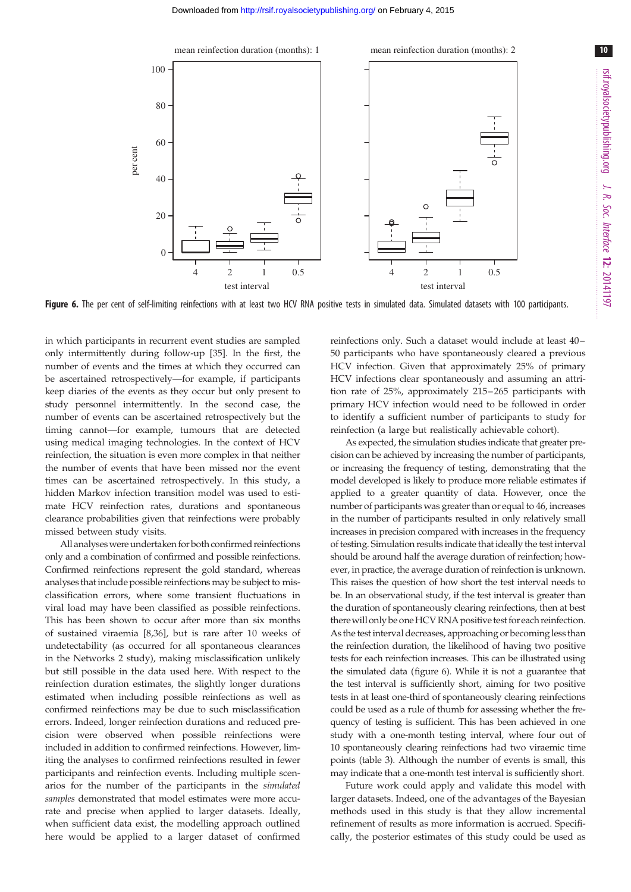mean reinfection duration (months): 1

mean reinfection duration (months): 2

per cent

100
80
60
40
20
0

4 2 1 0.5

test interval

4 2 1 0.5

test interval

**Figure 6.** The per cent of self-limiting reinfections with at least two HCV RNA positive tests in simulated data. Simulated datasets with 100 participants.

in which participants in recurrent event studies are sampled only intermittently during follow-up [35]. In the first, the number of events and the times at which they occurred can be ascertained retrospectively—for example, if participants keep diaries of the events as they occur but only present to study personnel intermittently. In the second case, the number of events can be ascertained retrospectively but the timing cannot—for example, tumours that are detected using medical imaging technologies. In the context of HCV reinfection, the situation is even more complex in that neither the number of events that have been missed nor the event times can be ascertained retrospectively. In this study, a hidden Markov infection transition model was used to estimate HCV reinfection rates, durations and spontaneous clearance probabilities given that reinfections were probably missed between study visits.

All analyses were undertaken for both confirmed reinfections only and a combination of confirmed and possible reinfections. Confirmed reinfections represent the gold standard, whereas analyses that include possible reinfections may be subject to misclassification errors, where some transient fluctuations in viral load may have been classified as possible reinfections. This has been shown to occur after more than six months of sustained viraemia [8,36], but is rare after 10 weeks of undetectability (as occurred for all spontaneous clearances in the Networks 2 study), making misclassification unlikely but still possible in the data used here. With respect to the reinfection duration estimates, the slightly longer durations estimated when including possible reinfections as well as confirmed reinfections may be due to such misclassification errors. Indeed, longer reinfection durations and reduced precision were observed when possible reinfections were included in addition to confirmed reinfections. However, limiting the analyses to confirmed reinfections resulted in fewer participants and reinfection events. Including multiple scenarios for the number of the participants in the *simulated samples* demonstrated that model estimates were more accurate and precise when applied to larger datasets. Ideally, when sufficient data exist, the modelling approach outlined here would be applied to a larger dataset of confirmed reinfections only. Such a dataset would include at least 40–50 participants who have spontaneously cleared a previous HCV infection. Given that approximately 25% of primary HCV infections clear spontaneously and assuming an attrition rate of 25%, approximately 215–265 participants with primary HCV infection would need to be followed in order to identify a sufficient number of participants to study for reinfection (a large but realistically achievable cohort).

As expected, the simulation studies indicate that greater precision can be achieved by increasing the number of participants, or increasing the frequency of testing, demonstrating that the model developed is likely to produce more reliable estimates if applied to a greater quantity of data. However, once the number of participants was greater than or equal to 46, increases in the number of participants resulted in only relatively small increases in precision compared with increases in the frequency of testing. Simulation results indicate that ideally the test interval should be around half the average duration of reinfection; however, in practice, the average duration of reinfection is unknown. This raises the question of how short the test interval needs to be. In an observational study, if the test interval is greater than the duration of spontaneously clearing reinfections, then at best there will only be one HCV RNA positive test for each reinfection. As the test interval decreases, approaching or becoming less than the reinfection duration, the likelihood of having two positive tests for each reinfection increases. This can be illustrated using the simulated data (figure 6). While it is not a guarantee that the test interval is sufficiently short, aiming for two positive tests in at least one-third of spontaneously clearing reinfections could be used as a rule of thumb for assessing whether the frequency of testing is sufficient. This has been achieved in one study with a one-month testing interval, where four out of 10 spontaneously clearing reinfections had two viraemic time points (table 3). Although the number of events is small, this may indicate that a one-month test interval is sufficiently short.

Future work could apply and validate this model with larger datasets. Indeed, one of the advantages of the Bayesian methods used in this study is that they allow incremental refinement of results as more information is accrued. Specifically, the posterior estimates of this study could be used as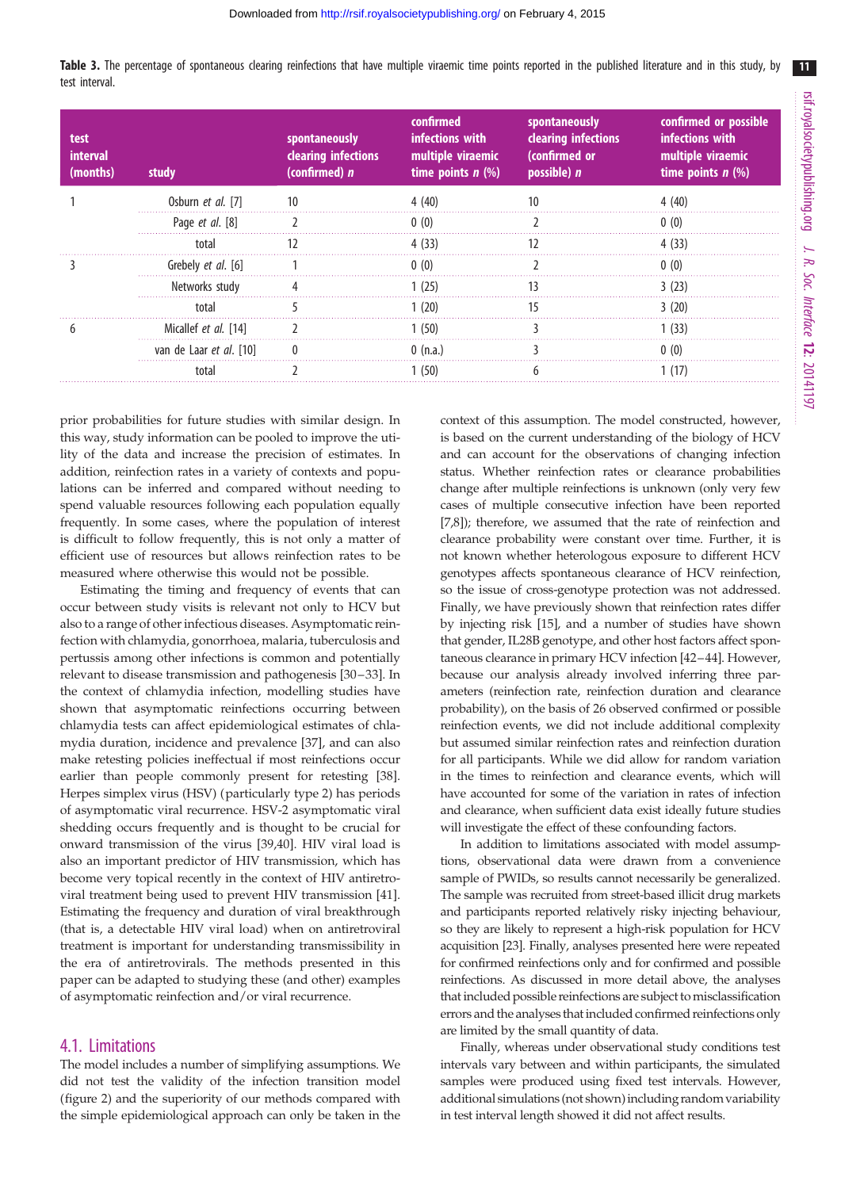**Table 3.** The percentage of spontaneous clearing reinfections that have multiple viraemic time points reported in the published literature and in this study, by test interval.

| test interval (months) | study | spontaneously clearing infections (confirmed) *n* | confirmed infections with multiple viraemic time points *n* (%) | spontaneously clearing infections (confirmed or possible) *n* | confirmed or possible infections with multiple viraemic time points *n* (%) |
|---|---|---|---|---|---|
| 1 | Osburn *et al.* [7] | 10 | 4 (40) | 10 | 4 (40) |
| | Page *et al.* [8] | 2 | 0 (0) | 2 | 0 (0) |
| | total | 12 | 4 (33) | 12 | 4 (33) |
| 3 | Grebely *et al.* [6] | 1 | 0 (0) | 2 | 0 (0) |
| | Networks study | 4 | 1 (25) | 13 | 3 (23) |
| | total | 5 | 1 (20) | 15 | 3 (20) |
| 6 | Micallef *et al.* [14] | 2 | 1 (50) | 3 | 1 (33) |
| | van de Laar *et al.* [10] | 0 | 0 (n.a.) | 3 | 0 (0) |
| | total | 2 | 1 (50) | 6 | 1 (17) |

prior probabilities for future studies with similar design. In this way, study information can be pooled to improve the utility of the data and increase the precision of estimates. In addition, reinfection rates in a variety of contexts and populations can be inferred and compared without needing to spend valuable resources following each population equally frequently. In some cases, where the population of interest is difficult to follow frequently, this is not only a matter of efficient use of resources but allows reinfection rates to be measured where otherwise this would not be possible.

Estimating the timing and frequency of events that can occur between study visits is relevant not only to HCV but also to a range of other infectious diseases. Asymptomatic reinfection with chlamydia, gonorrhoea, malaria, tuberculosis and pertussis among other infections is common and potentially relevant to disease transmission and pathogenesis [30–33]. In the context of chlamydia infection, modelling studies have shown that asymptomatic reinfections occurring between chlamydia tests can affect epidemiological estimates of chlamydia duration, incidence and prevalence [37], and can also make retesting policies ineffectual if most reinfections occur earlier than people commonly present for retesting [38]. Herpes simplex virus (HSV) (particularly type 2) has periods of asymptomatic viral recurrence. HSV-2 asymptomatic viral shedding occurs frequently and is thought to be crucial for onward transmission of the virus [39,40]. HIV viral load is also an important predictor of HIV transmission, which has become very topical recently in the context of HIV antiretroviral treatment being used to prevent HIV transmission [41]. Estimating the frequency and duration of viral breakthrough (that is, a detectable HIV viral load) when on antiretroviral treatment is important for understanding transmissibility in the era of antiretrovirals. The methods presented in this paper can be adapted to studying these (and other) examples of asymptomatic reinfection and/or viral recurrence.

## 4.1. Limitations

The model includes a number of simplifying assumptions. We did not test the validity of the infection transition model (figure 2) and the superiority of our methods compared with the simple epidemiological approach can only be taken in the context of this assumption. The model constructed, however, is based on the current understanding of the biology of HCV and can account for the observations of changing infection status. Whether reinfection rates or clearance probabilities change after multiple reinfections is unknown (only very few cases of multiple consecutive infection have been reported [7,8]); therefore, we assumed that the rate of reinfection and clearance probability were constant over time. Further, it is not known whether heterologous exposure to different HCV genotypes affects spontaneous clearance of HCV reinfection, so the issue of cross-genotype protection was not addressed. Finally, we have previously shown that reinfection rates differ by injecting risk [15], and a number of studies have shown that gender, IL28B genotype, and other host factors affect spontaneous clearance in primary HCV infection [42–44]. However, because our analysis already involved inferring three parameters (reinfection rate, reinfection duration and clearance probability), on the basis of 26 observed confirmed or possible reinfection events, we did not include additional complexity but assumed similar reinfection rates and reinfection duration for all participants. While we did allow for random variation in the times to reinfection and clearance events, which will have accounted for some of the variation in rates of infection and clearance, when sufficient data exist ideally future studies will investigate the effect of these confounding factors.

In addition to limitations associated with model assumptions, observational data were drawn from a convenience sample of PWIDs, so results cannot necessarily be generalized. The sample was recruited from street-based illicit drug markets and participants reported relatively risky injecting behaviour, so they are likely to represent a high-risk population for HCV acquisition [23]. Finally, analyses presented here were repeated for confirmed reinfections only and for confirmed and possible reinfections. As discussed in more detail above, the analyses that included possible reinfections are subject to misclassification errors and the analyses that included confirmed reinfections only are limited by the small quantity of data.

Finally, whereas under observational study conditions test intervals vary between and within participants, the simulated samples were produced using fixed test intervals. However, additional simulations (not shown) including random variability in test interval length showed it did not affect results.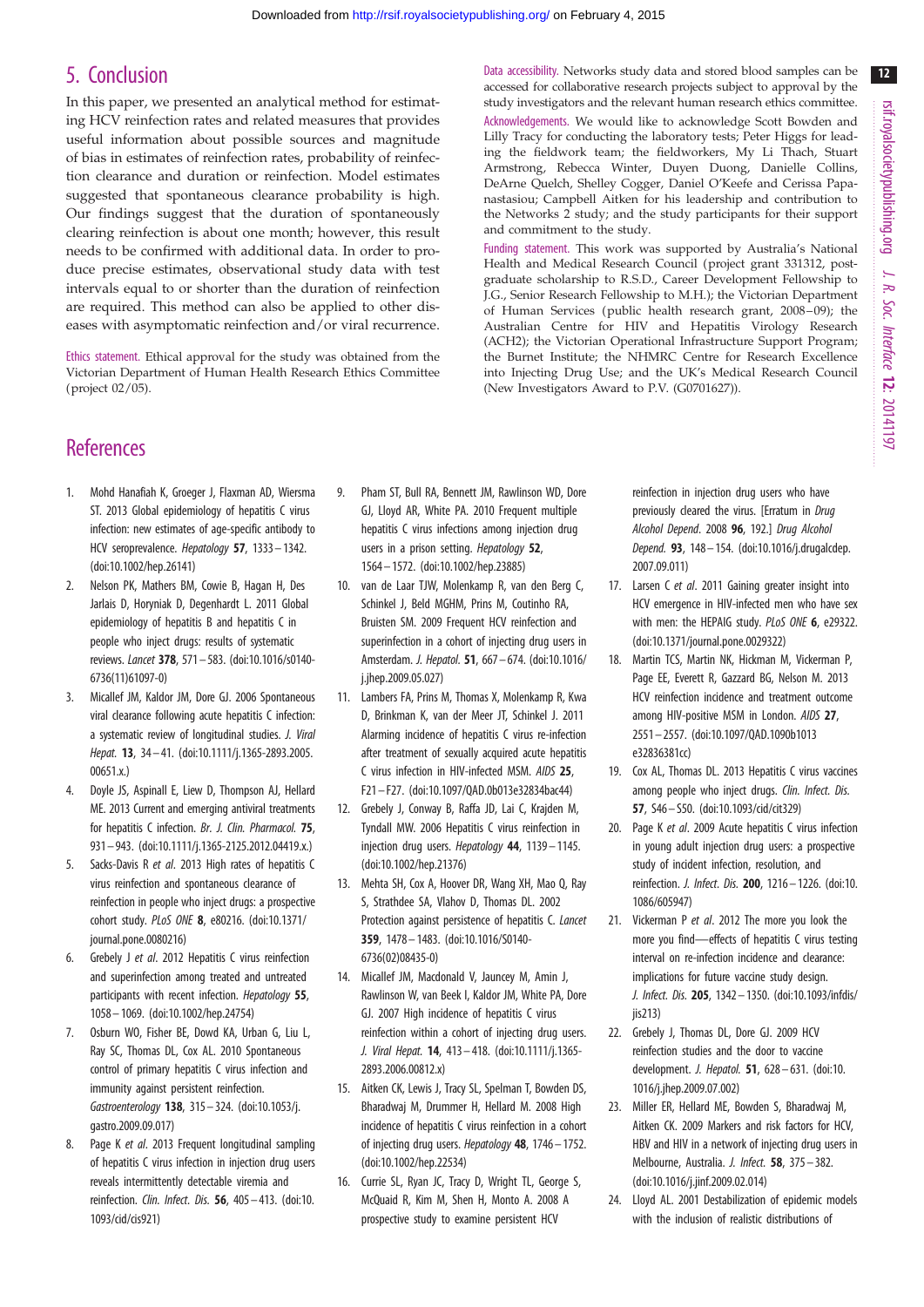## 5. Conclusion

In this paper, we presented an analytical method for estimating HCV reinfection rates and related measures that provides useful information about possible sources and magnitude of bias in estimates of reinfection rates, probability of reinfection clearance and duration or reinfection. Model estimates suggested that spontaneous clearance probability is high. Our findings suggest that the duration of spontaneously clearing reinfection is about one month; however, this result needs to be confirmed with additional data. In order to produce precise estimates, observational study data with test intervals equal to or shorter than the duration of reinfection are required. This method can also be applied to other diseases with asymptomatic reinfection and/or viral recurrence.

Ethics statement. Ethical approval for the study was obtained from the Victorian Department of Human Health Research Ethics Committee (project 02/05).

Data accessibility. Networks study data and stored blood samples can be accessed for collaborative research projects subject to approval by the study investigators and the relevant human research ethics committee.

Acknowledgements. We would like to acknowledge Scott Bowden and Lilly Tracy for conducting the laboratory tests; Peter Higgs for leading the fieldwork team; the fieldworkers, My Li Thach, Stuart Armstrong, Rebecca Winter, Duyen Duong, Danielle Collins, DeArne Quelch, Shelley Cogger, Daniel O'Keefe and Cerissa Papanastasiou; Campbell Aitken for his leadership and contribution to the Networks 2 study; and the study participants for their support and commitment to the study.

Funding statement. This work was supported by Australia's National Health and Medical Research Council (project grant 331312, postgraduate scholarship to R.S.D., Career Development Fellowship to J.G., Senior Research Fellowship to M.H.); the Victorian Department of Human Services (public health research grant, 2008–09); the Australian Centre for HIV and Hepatitis Virology Research (ACH2); the Victorian Operational Infrastructure Support Program; the Burnet Institute; the NHMRC Centre for Research Excellence into Injecting Drug Use; and the UK's Medical Research Council (New Investigators Award to P.V. (G0701627)).

## References

1. Mohd Hanafiah K, Groeger J, Flaxman AD, Wiersma ST. 2013 Global epidemiology of hepatitis C virus infection: new estimates of age-specific antibody to HCV seroprevalence. *Hepatology* **57**, 1333–1342. (doi:10.1002/hep.26141)
2. Nelson PK, Mathers BM, Cowie B, Hagan H, Des Jarlais D, Horyniak D, Degenhardt L. 2011 Global epidemiology of hepatitis B and hepatitis C in people who inject drugs: results of systematic reviews. *Lancet* **378**, 571–583. (doi:10.1016/s0140-6736(11)61097-0)
3. Micallef JM, Kaldor JM, Dore GJ. 2006 Spontaneous viral clearance following acute hepatitis C infection: a systematic review of longitudinal studies. *J. Viral Hepat.* **13**, 34–41. (doi:10.1111/j.1365-2893.2005.00651.x.)
4. Doyle JS, Aspinall E, Liew D, Thompson AJ, Hellard ME. 2013 Current and emerging antiviral treatments for hepatitis C infection. *Br. J. Clin. Pharmacol.* **75**, 931–943. (doi:10.1111/j.1365-2125.2012.04419.x.)
5. Sacks-Davis R *et al*. 2013 High rates of hepatitis C virus reinfection and spontaneous clearance of reinfection in people who inject drugs: a prospective cohort study. *PLoS ONE* **8**, e80216. (doi:10.1371/journal.pone.0080216)
6. Grebely J *et al*. 2012 Hepatitis C virus reinfection and superinfection among treated and untreated participants with recent infection. *Hepatology* **55**, 1058–1069. (doi:10.1002/hep.24754)
7. Osburn WO, Fisher BE, Dowd KA, Urban G, Liu L, Ray SC, Thomas DL, Cox AL. 2010 Spontaneous control of primary hepatitis C virus infection and immunity against persistent reinfection. *Gastroenterology* **138**, 315–324. (doi:10.1053/j.gastro.2009.09.017)
8. Page K *et al*. 2013 Frequent longitudinal sampling of hepatitis C virus infection in injection drug users reveals intermittently detectable viremia and reinfection. *Clin. Infect. Dis.* **56**, 405–413. (doi:10.1093/cid/cis921)
9. Pham ST, Bull RA, Bennett JM, Rawlinson WD, Dore GJ, Lloyd AR, White PA. 2010 Frequent multiple hepatitis C virus infections among injection drug users in a prison setting. *Hepatology* **52**, 1564–1572. (doi:10.1002/hep.23885)
10. van de Laar TJW, Molenkamp R, van den Berg C, Schinkel J, Beld MGHM, Prins M, Coutinho RA, Bruisten SM. 2009 Frequent HCV reinfection and superinfection in a cohort of injecting drug users in Amsterdam. *J. Hepatol.* **51**, 667–674. (doi:10.1016/j.jhep.2009.05.027)
11. Lambers FA, Prins M, Thomas X, Molenkamp R, Kwa D, Brinkman K, van der Meer JT, Schinkel J. 2011 Alarming incidence of hepatitis C virus re-infection after treatment of sexually acquired acute hepatitis C virus infection in HIV-infected MSM. *AIDS* **25**, F21–F27. (doi:10.1097/QAD.0b013e32834bac44)
12. Grebely J, Conway B, Raffa JD, Lai C, Krajden M, Tyndall MW. 2006 Hepatitis C virus reinfection in injection drug users. *Hepatology* **44**, 1139–1145. (doi:10.1002/hep.21376)
13. Mehta SH, Cox A, Hoover DR, Wang XH, Mao Q, Ray S, Strathdee SA, Vlahov D, Thomas DL. 2002 Protection against persistence of hepatitis C. *Lancet* **359**, 1478–1483. (doi:10.1016/S0140-6736(02)08435-0)
14. Micallef JM, Macdonald V, Jauncey M, Amin J, Rawlinson W, van Beek I, Kaldor JM, White PA, Dore GJ. 2007 High incidence of hepatitis C virus reinfection within a cohort of injecting drug users. *J. Viral Hepat.* **14**, 413–418. (doi:10.1111/j.1365-2893.2006.00812.x)
15. Aitken CK, Lewis J, Tracy SL, Spelman T, Bowden DS, Bharadwaj M, Drummer H, Hellard M. 2008 High incidence of hepatitis C virus reinfection in a cohort of injecting drug users. *Hepatology* **48**, 1746–1752. (doi:10.1002/hep.22534)
16. Currie SL, Ryan JC, Tracy D, Wright TL, George S, McQuaid R, Kim M, Shen H, Monto A. 2008 A prospective study to examine persistent HCV reinfection in injection drug users who have previously cleared the virus. [Erratum in *Drug Alcohol Depend.* 2008 **96**, 192.] *Drug Alcohol Depend.* **93**, 148–154. (doi:10.1016/j.drugalcdep.2007.09.011)
17. Larsen C *et al*. 2011 Gaining greater insight into HCV emergence in HIV-infected men who have sex with men: the HEPAIG study. *PLoS ONE* **6**, e29322. (doi:10.1371/journal.pone.0029322)
18. Martin TCS, Martin NK, Hickman M, Vickerman P, Page EE, Everett R, Gazzard BG, Nelson M. 2013 HCV reinfection incidence and treatment outcome among HIV-positive MSM in London. *AIDS* **27**, 2551–2557. (doi:10.1097/QAD.1090b1013e32836381cc)
19. Cox AL, Thomas DL. 2013 Hepatitis C virus vaccines among people who inject drugs. *Clin. Infect. Dis.* **57**, S46–S50. (doi:10.1093/cid/cit329)
20. Page K *et al*. 2009 Acute hepatitis C virus infection in young adult injection drug users: a prospective study of incident infection, resolution, and reinfection. *J. Infect. Dis.* **200**, 1216–1226. (doi:10.1086/605947)
21. Vickerman P *et al*. 2012 The more you look the more you find—effects of hepatitis C virus testing interval on re-infection incidence and clearance: implications for future vaccine study design. *J. Infect. Dis.* **205**, 1342–1350. (doi:10.1093/infdis/jis213)
22. Grebely J, Thomas DL, Dore GJ. 2009 HCV reinfection studies and the door to vaccine development. *J. Hepatol.* **51**, 628–631. (doi:10.1016/j.jhep.2009.07.002)
23. Miller ER, Hellard ME, Bowden S, Bharadwaj M, Aitken CK. 2009 Markers and risk factors for HCV, HBV and HIV in a network of injecting drug users in Melbourne, Australia. *J. Infect.* **58**, 375–382. (doi:10.1016/j.jinf.2009.02.014)
24. Lloyd AL. 2001 Destabilization of epidemic models with the inclusion of realistic distributions of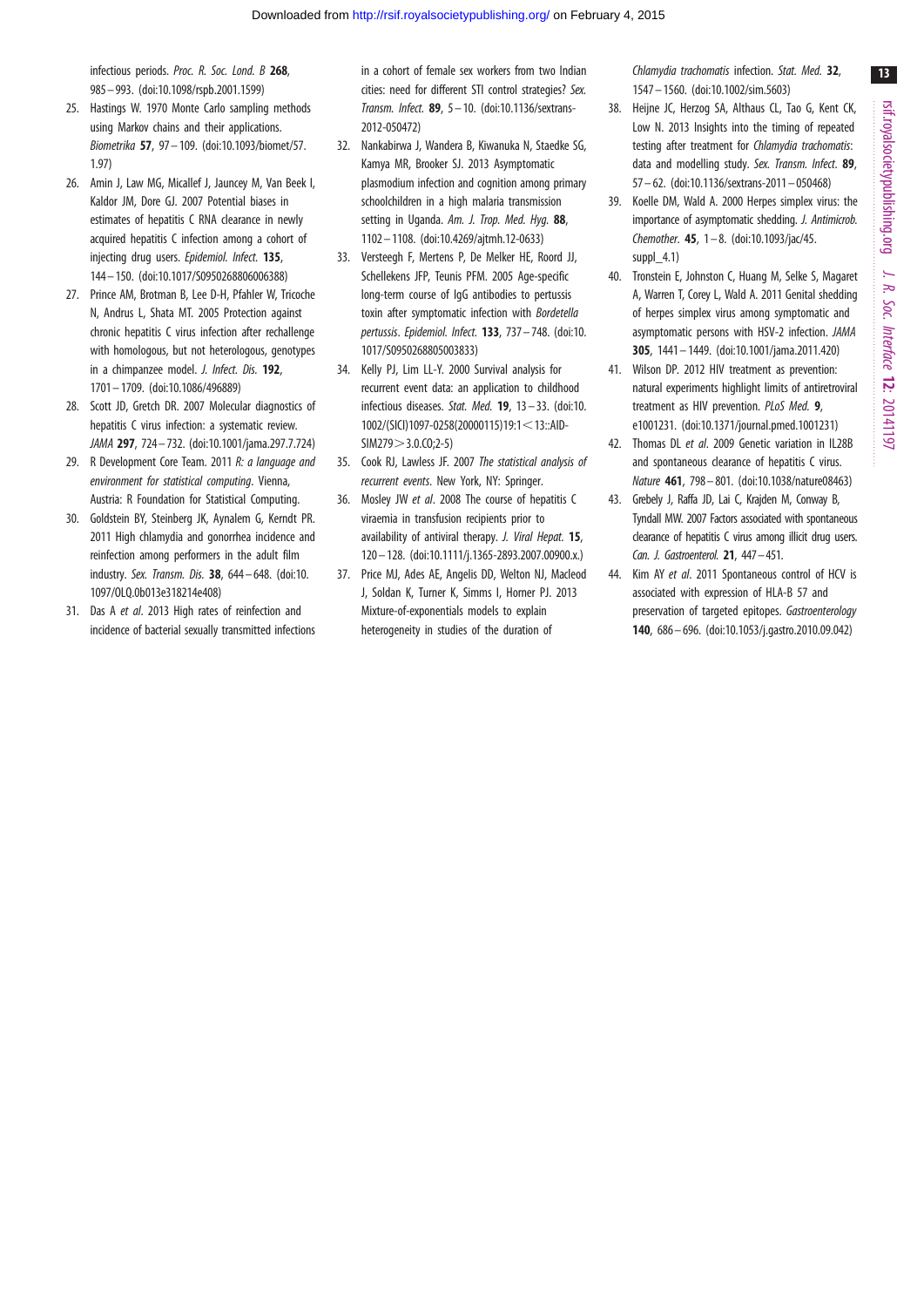infectious periods. *Proc. R. Soc. Lond. B* **268**, 985–993. (doi:10.1098/rspb.2001.1599)

25. Hastings W. 1970 Monte Carlo sampling methods using Markov chains and their applications. *Biometrika* **57**, 97–109. (doi:10.1093/biomet/57.1.97)
26. Amin J, Law MG, Micallef J, Jauncey M, Van Beek I, Kaldor JM, Dore GJ. 2007 Potential biases in estimates of hepatitis C RNA clearance in newly acquired hepatitis C infection among a cohort of injecting drug users. *Epidemiol. Infect.* **135**, 144–150. (doi:10.1017/S0950268806006388)
27. Prince AM, Brotman B, Lee D-H, Pfahler W, Tricoche N, Andrus L, Shata MT. 2005 Protection against chronic hepatitis C virus infection after rechallenge with homologous, but not heterologous, genotypes in a chimpanzee model. *J. Infect. Dis.* **192**, 1701–1709. (doi:10.1086/496889)
28. Scott JD, Gretch DR. 2007 Molecular diagnostics of hepatitis C virus infection: a systematic review. *JAMA* **297**, 724–732. (doi:10.1001/jama.297.7.724)
29. R Development Core Team. 2011 *R: a language and environment for statistical computing*. Vienna, Austria: R Foundation for Statistical Computing.
30. Goldstein BY, Steinberg JK, Aynalem G, Kerndt PR. 2011 High chlamydia and gonorrhea incidence and reinfection among performers in the adult film industry. *Sex. Transm. Dis.* **38**, 644–648. (doi:10.1097/OLQ.0b013e318214e408)
31. Das A *et al*. 2013 High rates of reinfection and incidence of bacterial sexually transmitted infections in a cohort of female sex workers from two Indian cities: need for different STI control strategies? *Sex. Transm. Infect.* **89**, 5–10. (doi:10.1136/sextrans-2012-050472)
32. Nankabirwa J, Wandera B, Kiwanuka N, Staedke SG, Kamya MR, Brooker SJ. 2013 Asymptomatic plasmodium infection and cognition among primary schoolchildren in a high malaria transmission setting in Uganda. *Am. J. Trop. Med. Hyg.* **88**, 1102–1108. (doi:10.4269/ajtmh.12-0633)
33. Versteegh F, Mertens P, De Melker HE, Roord JJ, Schellekens JFP, Teunis PFM. 2005 Age-specific long-term course of IgG antibodies to pertussis toxin after symptomatic infection with *Bordetella pertussis*. *Epidemiol. Infect.* **133**, 737–748. (doi:10.1017/S0950268805003833)
34. Kelly PJ, Lim LL-Y. 2000 Survival analysis for recurrent event data: an application to childhood infectious diseases. *Stat. Med.* **19**, 13–33. (doi:10.1002/(SICI)1097-0258(20000115)19:1<13::AID-SIM279>3.0.CO;2-5)
35. Cook RJ, Lawless JF. 2007 *The statistical analysis of recurrent events*. New York, NY: Springer.
36. Mosley JW *et al*. 2008 The course of hepatitis C viraemia in transfusion recipients prior to availability of antiviral therapy. *J. Viral Hepat.* **15**, 120–128. (doi:10.1111/j.1365-2893.2007.00900.x.)
37. Price MJ, Ades AE, Angelis DD, Welton NJ, Macleod J, Soldan K, Turner K, Simms I, Horner PJ. 2013 Mixture-of-exponentials models to explain heterogeneity in studies of the duration of *Chlamydia trachomatis* infection. *Stat. Med.* **32**, 1547–1560. (doi:10.1002/sim.5603)
38. Heijne JC, Herzog SA, Althaus CL, Tao G, Kent CK, Low N. 2013 Insights into the timing of repeated testing after treatment for *Chlamydia trachomatis*: data and modelling study. *Sex. Transm. Infect.* **89**, 57–62. (doi:10.1136/sextrans-2011–050468)
39. Koelle DM, Wald A. 2000 Herpes simplex virus: the importance of asymptomatic shedding. *J. Antimicrob. Chemother.* **45**, 1–8. (doi:10.1093/jac/45.suppl_4.1)
40. Tronstein E, Johnston C, Huang M, Selke S, Magaret A, Warren T, Corey L, Wald A. 2011 Genital shedding of herpes simplex virus among symptomatic and asymptomatic persons with HSV-2 infection. *JAMA* **305**, 1441–1449. (doi:10.1001/jama.2011.420)
41. Wilson DP. 2012 HIV treatment as prevention: natural experiments highlight limits of antiretroviral treatment as HIV prevention. *PLoS Med.* **9**, e1001231. (doi:10.1371/journal.pmed.1001231)
42. Thomas DL *et al*. 2009 Genetic variation in IL28B and spontaneous clearance of hepatitis C virus. *Nature* **461**, 798–801. (doi:10.1038/nature08463)
43. Grebely J, Raffa JD, Lai C, Krajden M, Conway B, Tyndall MW. 2007 Factors associated with spontaneous clearance of hepatitis C virus among illicit drug users. *Can. J. Gastroenterol.* **21**, 447–451.
44. Kim AY *et al*. 2011 Spontaneous control of HCV is associated with expression of HLA-B 57 and preservation of targeted epitopes. *Gastroenterology* **140**, 686–696. (doi:10.1053/j.gastro.2010.09.042)